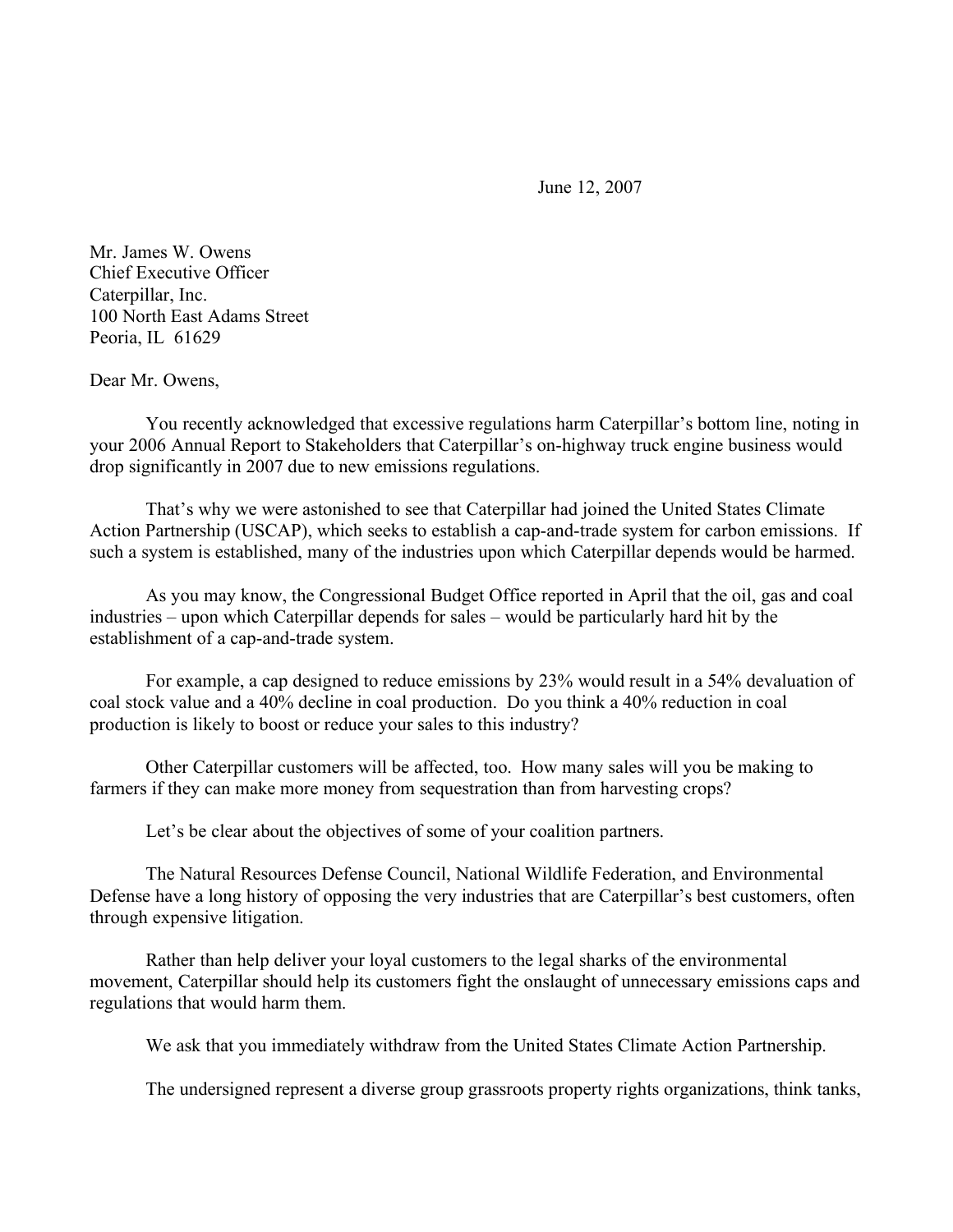June 12, 2007

Mr. James W. Owens
Chief Executive Officer
Caterpillar, Inc.
100 North East Adams Street
Peoria, IL 61629

Dear Mr. Owens,

You recently acknowledged that excessive regulations harm Caterpillar's bottom line, noting in your 2006 Annual Report to Stakeholders that Caterpillar's on-highway truck engine business would drop significantly in 2007 due to new emissions regulations.

That's why we were astonished to see that Caterpillar had joined the United States Climate Action Partnership (USCAP), which seeks to establish a cap-and-trade system for carbon emissions. If such a system is established, many of the industries upon which Caterpillar depends would be harmed.

As you may know, the Congressional Budget Office reported in April that the oil, gas and coal industries – upon which Caterpillar depends for sales – would be particularly hard hit by the establishment of a cap-and-trade system.

For example, a cap designed to reduce emissions by 23% would result in a 54% devaluation of coal stock value and a 40% decline in coal production. Do you think a 40% reduction in coal production is likely to boost or reduce your sales to this industry?

Other Caterpillar customers will be affected, too. How many sales will you be making to farmers if they can make more money from sequestration than from harvesting crops?

Let's be clear about the objectives of some of your coalition partners.

The Natural Resources Defense Council, National Wildlife Federation, and Environmental Defense have a long history of opposing the very industries that are Caterpillar's best customers, often through expensive litigation.

Rather than help deliver your loyal customers to the legal sharks of the environmental movement, Caterpillar should help its customers fight the onslaught of unnecessary emissions caps and regulations that would harm them.

We ask that you immediately withdraw from the United States Climate Action Partnership.

The undersigned represent a diverse group grassroots property rights organizations, think tanks,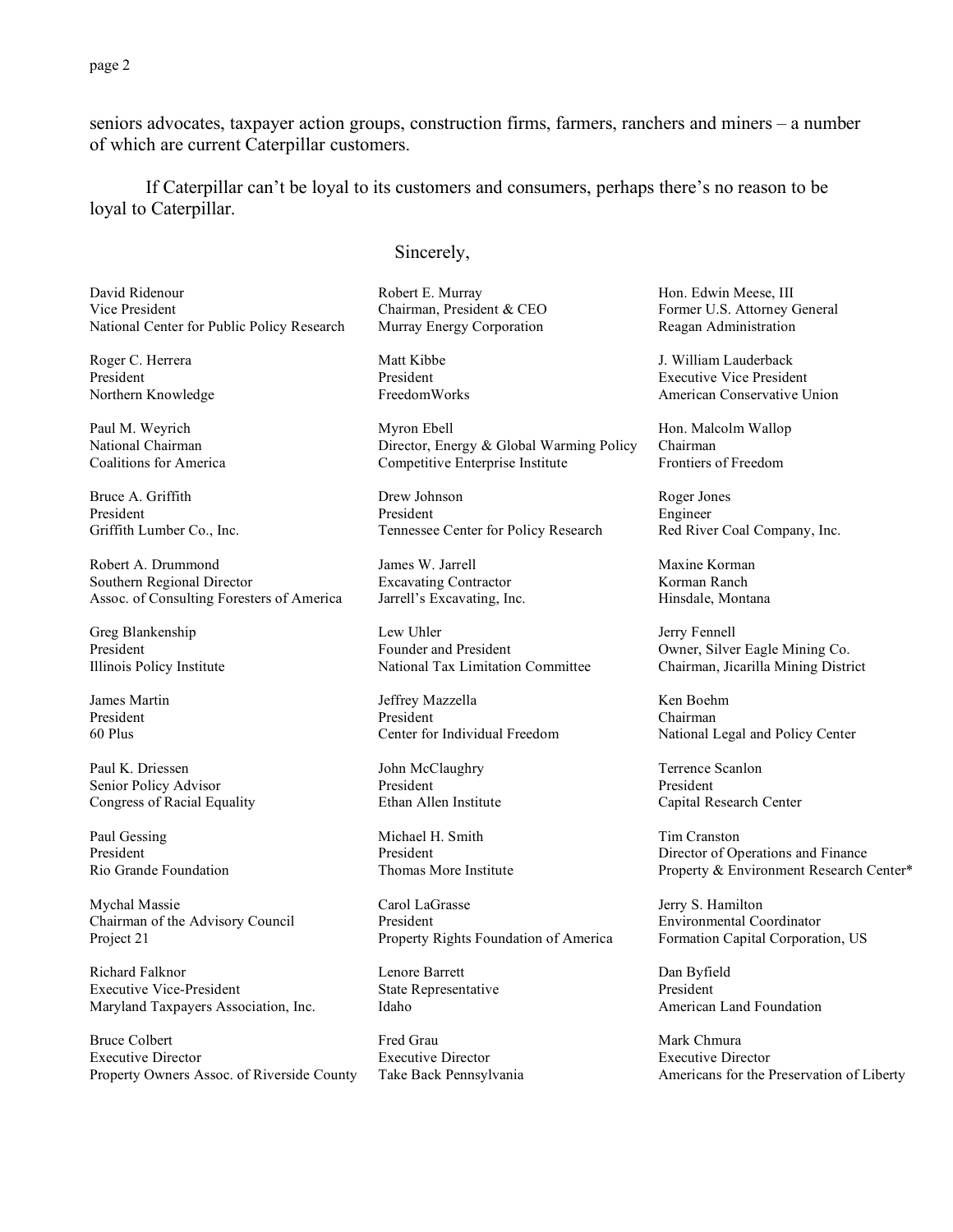seniors advocates, taxpayer action groups, construction firms, farmers, ranchers and miners – a number of which are current Caterpillar customers.

If Caterpillar can't be loyal to its customers and consumers, perhaps there's no reason to be loyal to Caterpillar.

Sincerely,

David Ridenour
Vice President
National Center for Public Policy Research

Robert E. Murray
Chairman, President & CEO
Murray Energy Corporation

Hon. Edwin Meese, III
Former U.S. Attorney General
Reagan Administration

Roger C. Herrera
President
Northern Knowledge

Matt Kibbe
President
FreedomWorks

J. William Lauderback
Executive Vice President
American Conservative Union

Paul M. Weyrich
National Chairman
Coalitions for America

Myron Ebell
Director, Energy & Global Warming Policy
Competitive Enterprise Institute

Hon. Malcolm Wallop
Chairman
Frontiers of Freedom

Bruce A. Griffith
President
Griffith Lumber Co., Inc.

Drew Johnson
President
Tennessee Center for Policy Research

Roger Jones
Engineer
Red River Coal Company, Inc.

Robert A. Drummond
Southern Regional Director
Assoc. of Consulting Foresters of America

James W. Jarrell
Excavating Contractor
Jarrell's Excavating, Inc.

Maxine Korman
Korman Ranch
Hinsdale, Montana

Greg Blankenship
President
Illinois Policy Institute

Lew Uhler
Founder and President
National Tax Limitation Committee

Jerry Fennell
Owner, Silver Eagle Mining Co.
Chairman, Jicarilla Mining District

James Martin
President
60 Plus

Jeffrey Mazzella
President
Center for Individual Freedom

Ken Boehm
Chairman
National Legal and Policy Center

Paul K. Driessen
Senior Policy Advisor
Congress of Racial Equality

John McClaughry
President
Ethan Allen Institute

Terrence Scanlon
President
Capital Research Center

Paul Gessing
President
Rio Grande Foundation

Michael H. Smith
President
Thomas More Institute

Tim Cranston
Director of Operations and Finance
Property & Environment Research Center*

Mychal Massie
Chairman of the Advisory Council
Project 21

Carol LaGrasse
President
Property Rights Foundation of America

Jerry S. Hamilton
Environmental Coordinator
Formation Capital Corporation, US

Richard Falknor
Executive Vice-President
Maryland Taxpayers Association, Inc.

Lenore Barrett
State Representative
Idaho

Dan Byfield
President
American Land Foundation

Bruce Colbert
Executive Director
Property Owners Assoc. of Riverside County

Fred Grau
Executive Director
Take Back Pennsylvania

Mark Chmura
Executive Director
Americans for the Preservation of Liberty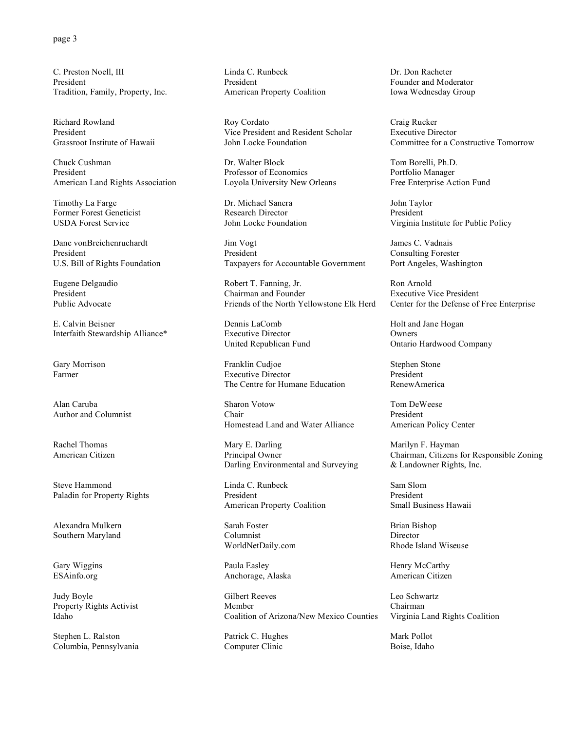C. Preston Noell, III
President
Tradition, Family, Property, Inc.

Linda C. Runbeck
President
American Property Coalition

Dr. Don Racheter
Founder and Moderator
Iowa Wednesday Group

Richard Rowland
President
Grassroot Institute of Hawaii

Roy Cordato
Vice President and Resident Scholar
John Locke Foundation

Craig Rucker
Executive Director
Committee for a Constructive Tomorrow

Chuck Cushman
President
American Land Rights Association

Dr. Walter Block
Professor of Economics
Loyola University New Orleans

Tom Borelli, Ph.D.
Portfolio Manager
Free Enterprise Action Fund

Timothy La Farge
Former Forest Geneticist
USDA Forest Service

Dr. Michael Sanera
Research Director
John Locke Foundation

John Taylor
President
Virginia Institute for Public Policy

Dane vonBreichenruchardt
President
U.S. Bill of Rights Foundation

Jim Vogt
President
Taxpayers for Accountable Government

James C. Vadnais
Consulting Forester
Port Angeles, Washington

Eugene Delgaudio
President
Public Advocate

Robert T. Fanning, Jr.
Chairman and Founder
Friends of the North Yellowstone Elk Herd

Ron Arnold
Executive Vice President
Center for the Defense of Free Enterprise

E. Calvin Beisner
Interfaith Stewardship Alliance*

Dennis LaComb
Executive Director
United Republican Fund

Holt and Jane Hogan
Owners
Ontario Hardwood Company

Gary Morrison
Farmer

Franklin Cudjoe
Executive Director
The Centre for Humane Education

Stephen Stone
President
RenewAmerica

Alan Caruba
Author and Columnist

Sharon Votow
Chair
Homestead Land and Water Alliance

Tom DeWeese
President
American Policy Center

Rachel Thomas
American Citizen

Mary E. Darling
Principal Owner
Darling Environmental and Surveying

Marilyn F. Hayman
Chairman, Citizens for Responsible Zoning & Landowner Rights, Inc.

Steve Hammond
Paladin for Property Rights

Linda C. Runbeck
President
American Property Coalition

Sam Slom
President
Small Business Hawaii

Alexandra Mulkern
Southern Maryland

Sarah Foster
Columnist
WorldNetDaily.com

Brian Bishop
Director
Rhode Island Wiseuse

Gary Wiggins
ESAinfo.org

Paula Easley
Anchorage, Alaska

Henry McCarthy
American Citizen

Judy Boyle
Property Rights Activist
Idaho

Gilbert Reeves
Member
Coalition of Arizona/New Mexico Counties

Leo Schwartz
Chairman
Virginia Land Rights Coalition

Stephen L. Ralston
Columbia, Pennsylvania

Patrick C. Hughes
Computer Clinic

Mark Pollot
Boise, Idaho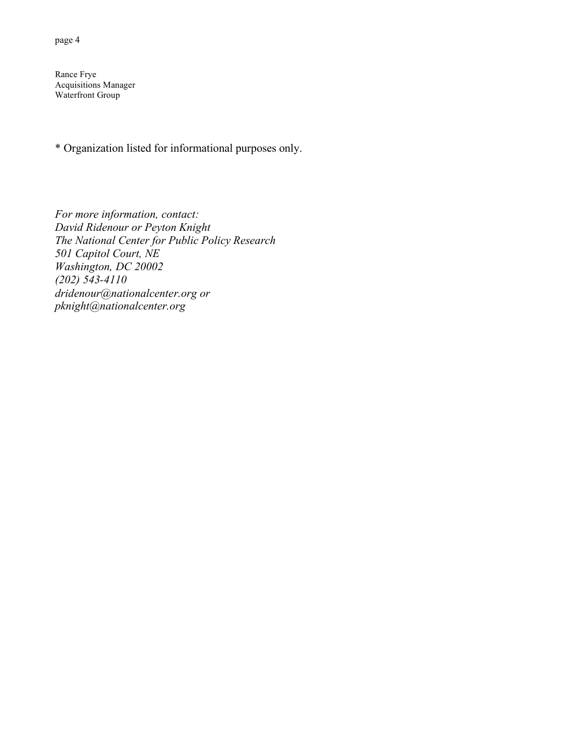Rance Frye
Acquisitions Manager
Waterfront Group

* Organization listed for informational purposes only.

*For more information, contact:*
*David Ridenour or Peyton Knight*
*The National Center for Public Policy Research*
*501 Capitol Court, NE*
*Washington, DC 20002*
*(202) 543-4110*
*dridenour@nationalcenter.org or*
*pknight@nationalcenter.org*